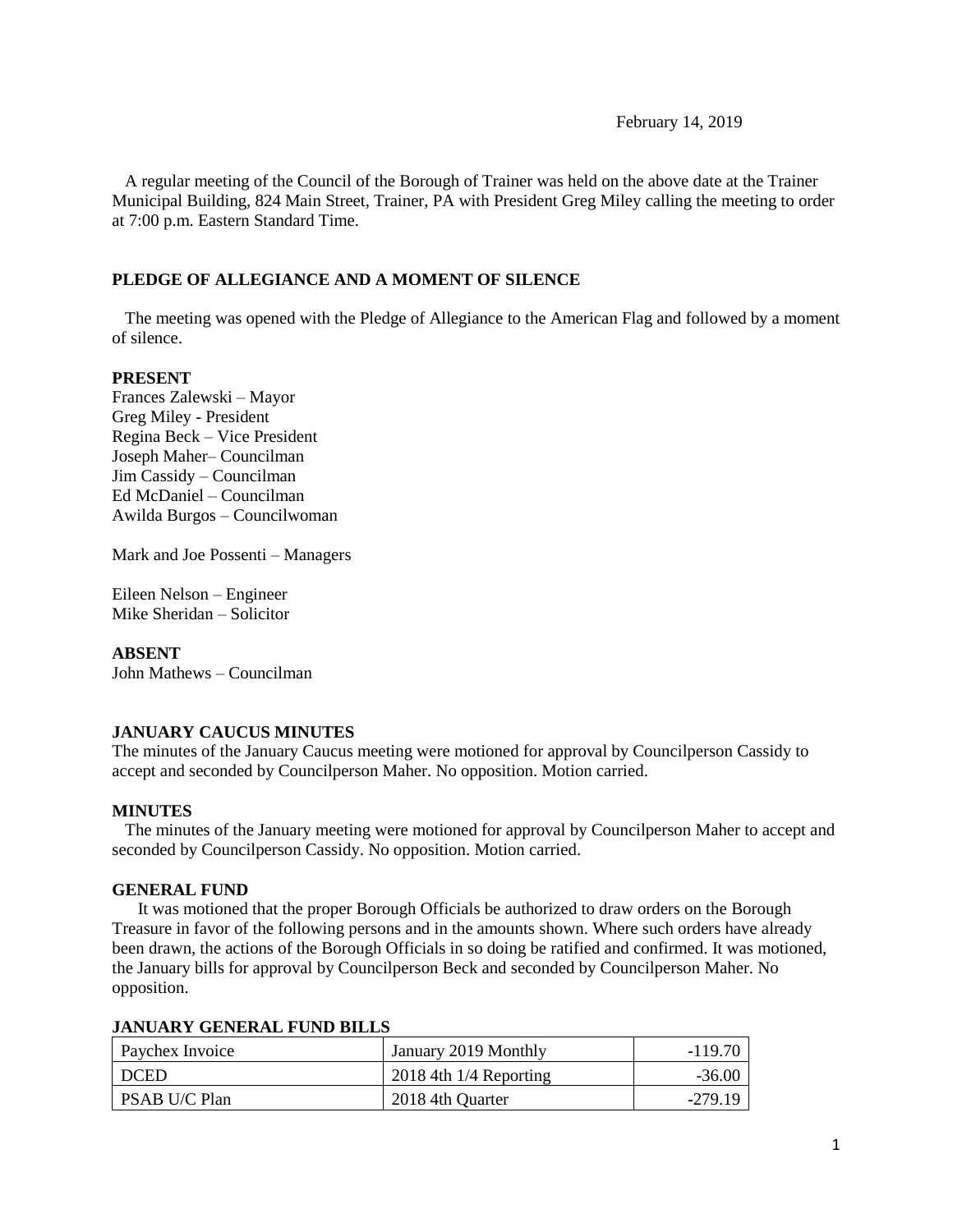February 14, 2019

A regular meeting of the Council of the Borough of Trainer was held on the above date at the Trainer Municipal Building, 824 Main Street, Trainer, PA with President Greg Miley calling the meeting to order at 7:00 p.m. Eastern Standard Time.

**PLEDGE OF ALLEGIANCE AND A MOMENT OF SILENCE**

The meeting was opened with the Pledge of Allegiance to the American Flag and followed by a moment of silence.

**PRESENT**

Frances Zalewski – Mayor
Greg Miley - President
Regina Beck – Vice President
Joseph Maher– Councilman
Jim Cassidy – Councilman
Ed McDaniel – Councilman
Awilda Burgos – Councilwoman

Mark and Joe Possenti – Managers

Eileen Nelson – Engineer
Mike Sheridan – Solicitor

**ABSENT**

John Mathews – Councilman

**JANUARY CAUCUS MINUTES**

The minutes of the January Caucus meeting were motioned for approval by Councilperson Cassidy to accept and seconded by Councilperson Maher. No opposition. Motion carried.

**MINUTES**

The minutes of the January meeting were motioned for approval by Councilperson Maher to accept and seconded by Councilperson Cassidy. No opposition. Motion carried.

**GENERAL FUND**

It was motioned that the proper Borough Officials be authorized to draw orders on the Borough Treasure in favor of the following persons and in the amounts shown. Where such orders have already been drawn, the actions of the Borough Officials in so doing be ratified and confirmed. It was motioned, the January bills for approval by Councilperson Beck and seconded by Councilperson Maher. No opposition.

**JANUARY GENERAL FUND BILLS**

| | | |
|---|---|---|
| Paychex Invoice | January 2019 Monthly | -119.70 |
| DCED | 2018 4th 1/4 Reporting | -36.00 |
| PSAB U/C Plan | 2018 4th Quarter | -279.19 |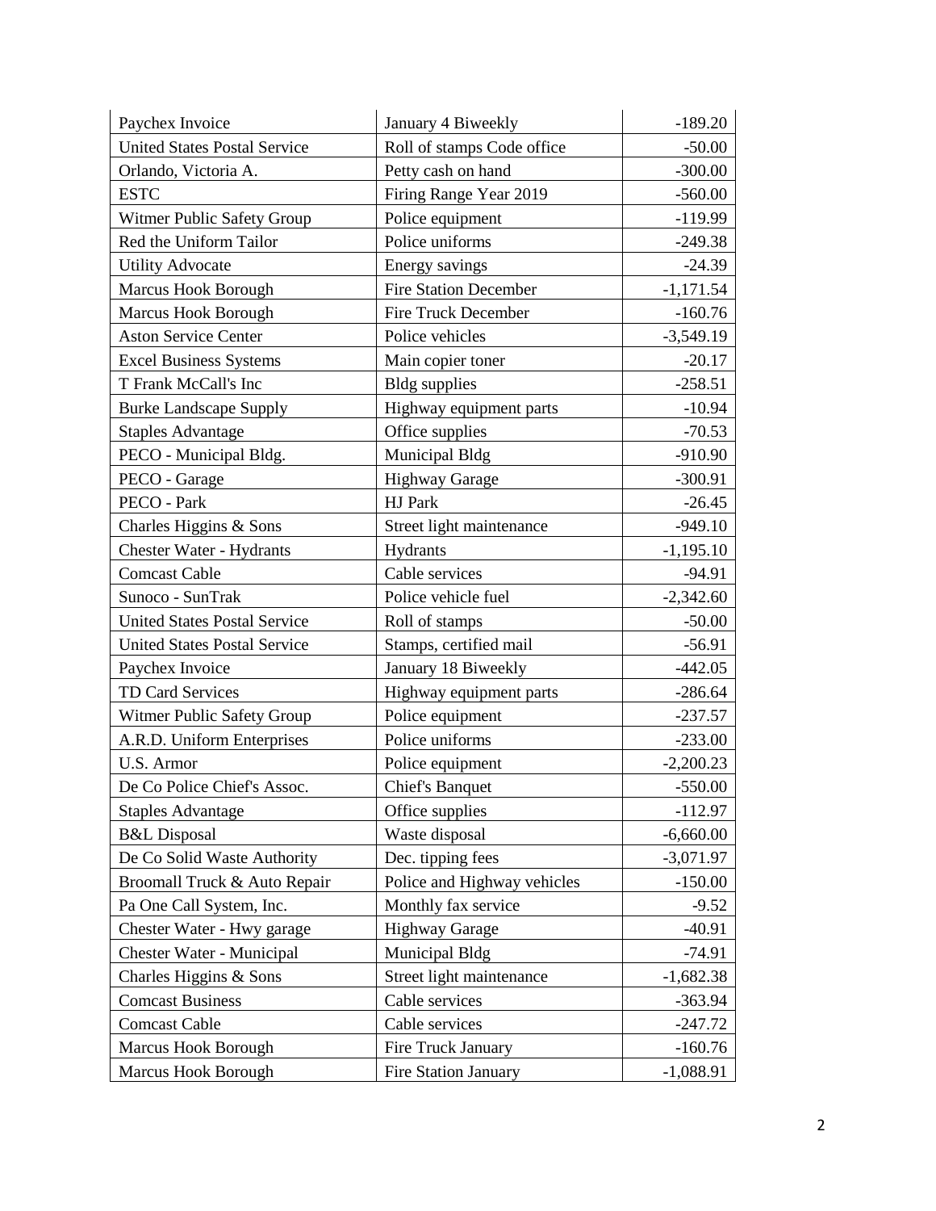| Paychex Invoice | January 4 Biweekly | -189.20 |
|---|---|---|
| United States Postal Service | Roll of stamps Code office | -50.00 |
| Orlando, Victoria A. | Petty cash on hand | -300.00 |
| ESTC | Firing Range Year 2019 | -560.00 |
| Witmer Public Safety Group | Police equipment | -119.99 |
| Red the Uniform Tailor | Police uniforms | -249.38 |
| Utility Advocate | Energy savings | -24.39 |
| Marcus Hook Borough | Fire Station December | -1,171.54 |
| Marcus Hook Borough | Fire Truck December | -160.76 |
| Aston Service Center | Police vehicles | -3,549.19 |
| Excel Business Systems | Main copier toner | -20.17 |
| T Frank McCall's Inc | Bldg supplies | -258.51 |
| Burke Landscape Supply | Highway equipment parts | -10.94 |
| Staples Advantage | Office supplies | -70.53 |
| PECO - Municipal Bldg. | Municipal Bldg | -910.90 |
| PECO - Garage | Highway Garage | -300.91 |
| PECO - Park | HJ Park | -26.45 |
| Charles Higgins & Sons | Street light maintenance | -949.10 |
| Chester Water - Hydrants | Hydrants | -1,195.10 |
| Comcast Cable | Cable services | -94.91 |
| Sunoco - SunTrak | Police vehicle fuel | -2,342.60 |
| United States Postal Service | Roll of stamps | -50.00 |
| United States Postal Service | Stamps, certified mail | -56.91 |
| Paychex Invoice | January 18 Biweekly | -442.05 |
| TD Card Services | Highway equipment parts | -286.64 |
| Witmer Public Safety Group | Police equipment | -237.57 |
| A.R.D. Uniform Enterprises | Police uniforms | -233.00 |
| U.S. Armor | Police equipment | -2,200.23 |
| De Co Police Chief's Assoc. | Chief's Banquet | -550.00 |
| Staples Advantage | Office supplies | -112.97 |
| B&L Disposal | Waste disposal | -6,660.00 |
| De Co Solid Waste Authority | Dec. tipping fees | -3,071.97 |
| Broomall Truck & Auto Repair | Police and Highway vehicles | -150.00 |
| Pa One Call System, Inc. | Monthly fax service | -9.52 |
| Chester Water - Hwy garage | Highway Garage | -40.91 |
| Chester Water - Municipal | Municipal Bldg | -74.91 |
| Charles Higgins & Sons | Street light maintenance | -1,682.38 |
| Comcast Business | Cable services | -363.94 |
| Comcast Cable | Cable services | -247.72 |
| Marcus Hook Borough | Fire Truck January | -160.76 |
| Marcus Hook Borough | Fire Station January | -1,088.91 |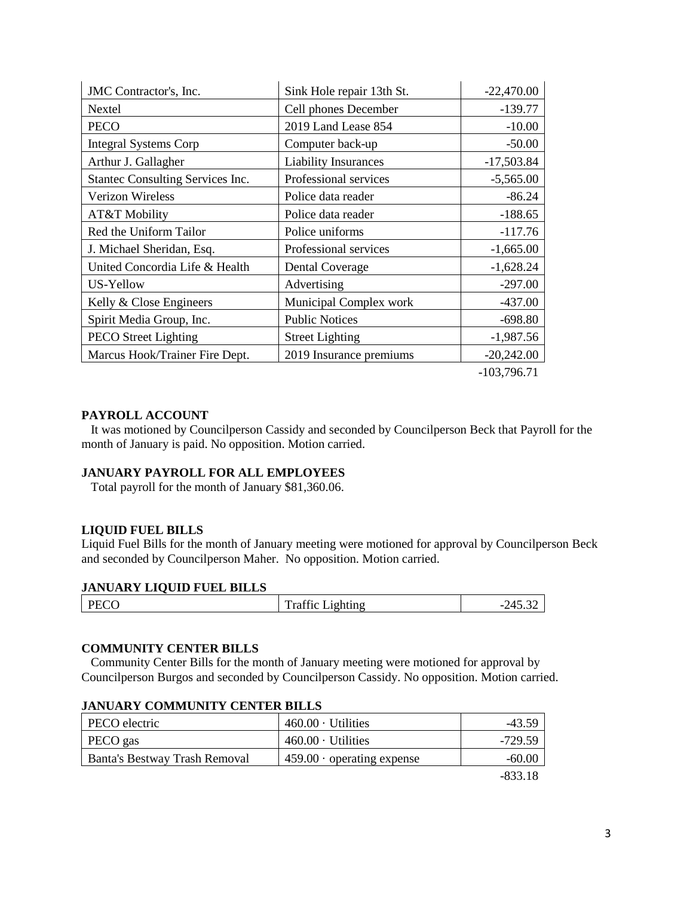| JMC Contractor's, Inc. | Sink Hole repair 13th St. | -22,470.00 |
|---|---|---|
| Nextel | Cell phones December | -139.77 |
| PECO | 2019 Land Lease 854 | -10.00 |
| Integral Systems Corp | Computer back-up | -50.00 |
| Arthur J. Gallagher | Liability Insurances | -17,503.84 |
| Stantec Consulting Services Inc. | Professional services | -5,565.00 |
| Verizon Wireless | Police data reader | -86.24 |
| AT&T Mobility | Police data reader | -188.65 |
| Red the Uniform Tailor | Police uniforms | -117.76 |
| J. Michael Sheridan, Esq. | Professional services | -1,665.00 |
| United Concordia Life & Health | Dental Coverage | -1,628.24 |
| US-Yellow | Advertising | -297.00 |
| Kelly & Close Engineers | Municipal Complex work | -437.00 |
| Spirit Media Group, Inc. | Public Notices | -698.80 |
| PECO Street Lighting | Street Lighting | -1,987.56 |
| Marcus Hook/Trainer Fire Dept. | 2019 Insurance premiums | -20,242.00 |
| | | -103,796.71 |

**PAYROLL ACCOUNT**

It was motioned by Councilperson Cassidy and seconded by Councilperson Beck that Payroll for the month of January is paid. No opposition. Motion carried.

**JANUARY PAYROLL FOR ALL EMPLOYEES**

Total payroll for the month of January $81,360.06.

**LIQUID FUEL BILLS**

Liquid Fuel Bills for the month of January meeting were motioned for approval by Councilperson Beck and seconded by Councilperson Maher. No opposition. Motion carried.

**JANUARY LIQUID FUEL BILLS**

| PECO | Traffic Lighting | -245.32 |
|---|---|---|

**COMMUNITY CENTER BILLS**

Community Center Bills for the month of January meeting were motioned for approval by Councilperson Burgos and seconded by Councilperson Cassidy. No opposition. Motion carried.

**JANUARY COMMUNITY CENTER BILLS**

| PECO electric | 460.00 · Utilities | -43.59 |
|---|---|---|
| PECO gas | 460.00 · Utilities | -729.59 |
| Banta's Bestway Trash Removal | 459.00 · operating expense | -60.00 |
| | | -833.18 |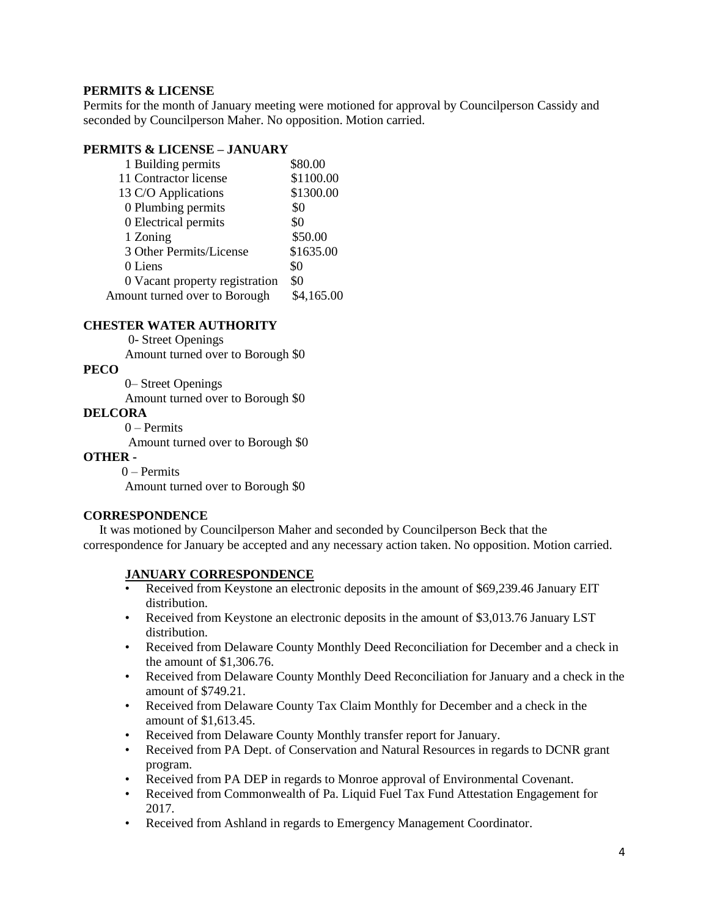**PERMITS & LICENSE**

Permits for the month of January meeting were motioned for approval by Councilperson Cassidy and seconded by Councilperson Maher. No opposition. Motion carried.

**PERMITS & LICENSE – JANUARY**

| | |
|---|---|
| 1 Building permits | $80.00 |
| 11 Contractor license | $1100.00 |
| 13 C/O Applications | $1300.00 |
| 0 Plumbing permits | $0 |
| 0 Electrical permits | $0 |
| 1 Zoning | $50.00 |
| 3 Other Permits/License | $1635.00 |
| 0 Liens | $0 |
| 0 Vacant property registration | $0 |
| Amount turned over to Borough | $4,165.00 |

**CHESTER WATER AUTHORITY**

0- Street Openings

Amount turned over to Borough $0

**PECO**

0– Street Openings

Amount turned over to Borough $0

**DELCORA**

0 – Permits

Amount turned over to Borough $0

**OTHER -**

0 – Permits

Amount turned over to Borough $0

**CORRESPONDENCE**

It was motioned by Councilperson Maher and seconded by Councilperson Beck that the correspondence for January be accepted and any necessary action taken. No opposition. Motion carried.

**JANUARY CORRESPONDENCE**

- Received from Keystone an electronic deposits in the amount of $69,239.46 January EIT distribution.
- Received from Keystone an electronic deposits in the amount of $3,013.76 January LST distribution.
- Received from Delaware County Monthly Deed Reconciliation for December and a check in the amount of $1,306.76.
- Received from Delaware County Monthly Deed Reconciliation for January and a check in the amount of $749.21.
- Received from Delaware County Tax Claim Monthly for December and a check in the amount of $1,613.45.
- Received from Delaware County Monthly transfer report for January.
- Received from PA Dept. of Conservation and Natural Resources in regards to DCNR grant program.
- Received from PA DEP in regards to Monroe approval of Environmental Covenant.
- Received from Commonwealth of Pa. Liquid Fuel Tax Fund Attestation Engagement for 2017.
- Received from Ashland in regards to Emergency Management Coordinator.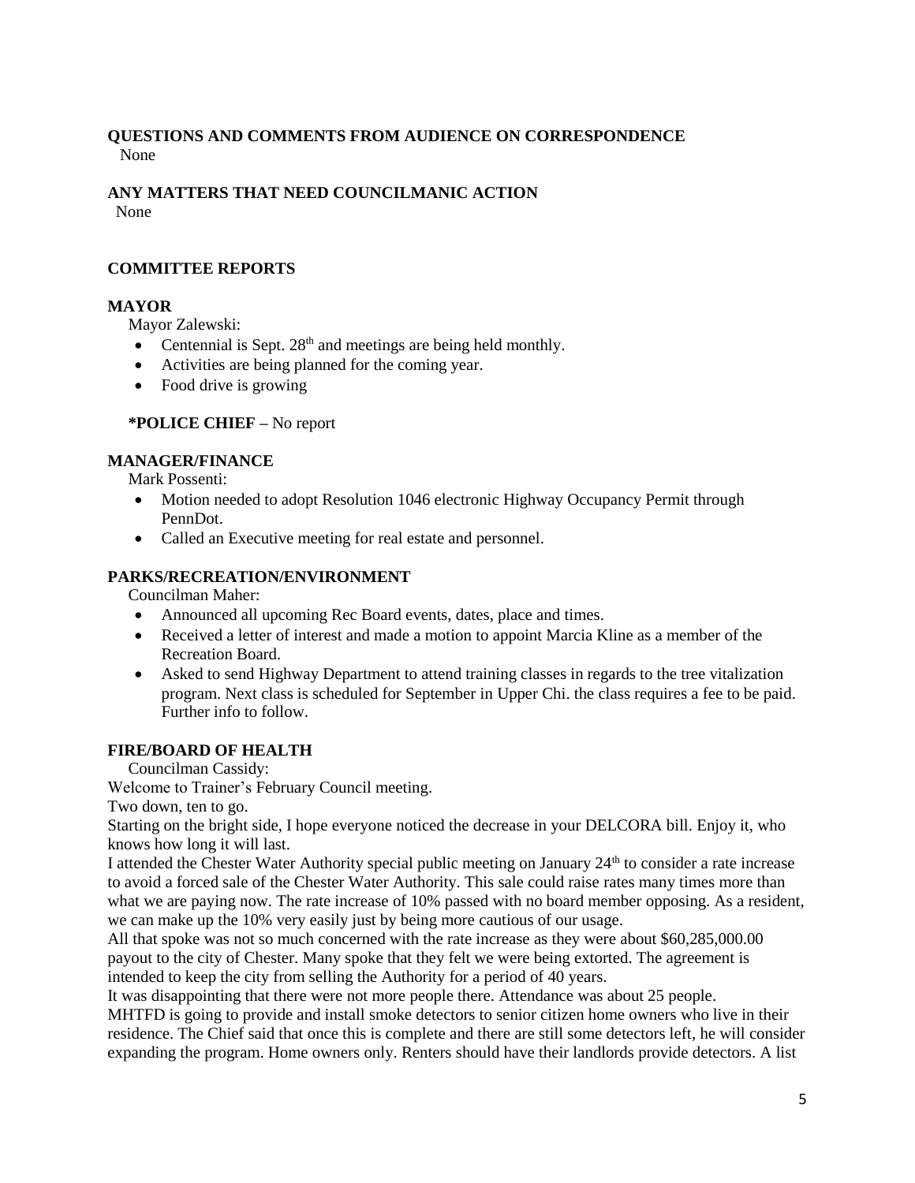**QUESTIONS AND COMMENTS FROM AUDIENCE ON CORRESPONDENCE**

None

**ANY MATTERS THAT NEED COUNCILMANIC ACTION**

None

**COMMITTEE REPORTS**

**MAYOR**

Mayor Zalewski:

- Centennial is Sept. 28th and meetings are being held monthly.
- Activities are being planned for the coming year.
- Food drive is growing

**\*POLICE CHIEF –** No report

**MANAGER/FINANCE**

Mark Possenti:

- Motion needed to adopt Resolution 1046 electronic Highway Occupancy Permit through PennDot.
- Called an Executive meeting for real estate and personnel.

**PARKS/RECREATION/ENVIRONMENT**

Councilman Maher:

- Announced all upcoming Rec Board events, dates, place and times.
- Received a letter of interest and made a motion to appoint Marcia Kline as a member of the Recreation Board.
- Asked to send Highway Department to attend training classes in regards to the tree vitalization program. Next class is scheduled for September in Upper Chi. the class requires a fee to be paid. Further info to follow.

**FIRE/BOARD OF HEALTH**

Councilman Cassidy:

Welcome to Trainer's February Council meeting.

Two down, ten to go.

Starting on the bright side, I hope everyone noticed the decrease in your DELCORA bill. Enjoy it, who knows how long it will last.

I attended the Chester Water Authority special public meeting on January 24th to consider a rate increase to avoid a forced sale of the Chester Water Authority. This sale could raise rates many times more than what we are paying now. The rate increase of 10% passed with no board member opposing. As a resident, we can make up the 10% very easily just by being more cautious of our usage.

All that spoke was not so much concerned with the rate increase as they were about $60,285,000.00 payout to the city of Chester. Many spoke that they felt we were being extorted. The agreement is intended to keep the city from selling the Authority for a period of 40 years.

It was disappointing that there were not more people there. Attendance was about 25 people.

MHTFD is going to provide and install smoke detectors to senior citizen home owners who live in their residence. The Chief said that once this is complete and there are still some detectors left, he will consider expanding the program. Home owners only. Renters should have their landlords provide detectors. A list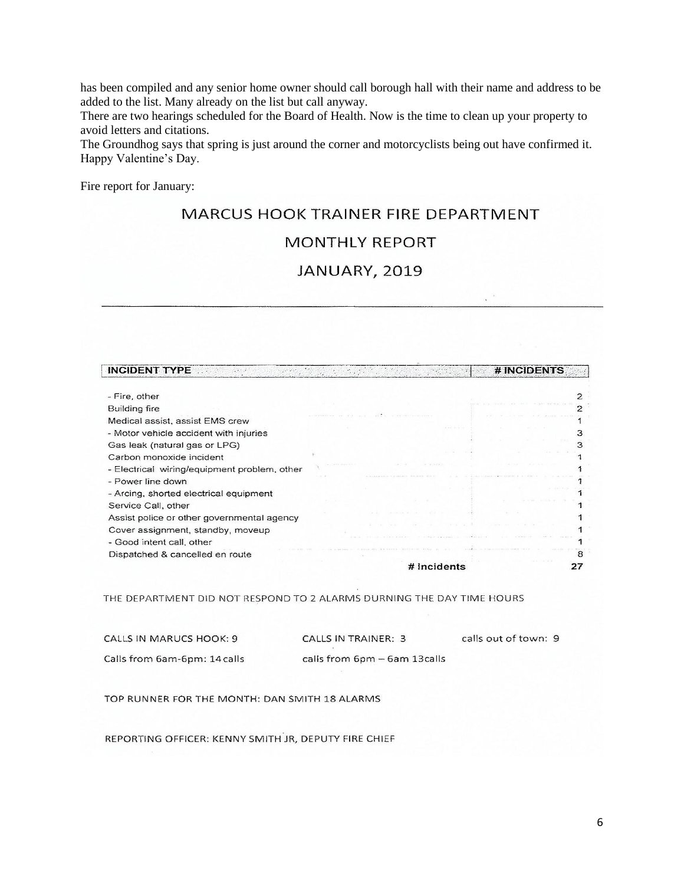has been compiled and any senior home owner should call borough hall with their name and address to be added to the list. Many already on the list but call anyway.

There are two hearings scheduled for the Board of Health. Now is the time to clean up your property to avoid letters and citations.

The Groundhog says that spring is just around the corner and motorcyclists being out have confirmed it. Happy Valentine's Day.

Fire report for January:

MARCUS HOOK TRAINER FIRE DEPARTMENT

MONTHLY REPORT

JANUARY, 2019

| INCIDENT TYPE | # INCIDENTS |
|---|---|
| - Fire, other | 2 |
| Building fire | 2 |
| Medical assist, assist EMS crew | 1 |
| - Motor vehicle accident with injuries | 3 |
| Gas leak (natural gas or LPG) | 3 |
| Carbon monoxide incident | 1 |
| - Electrical wiring/equipment problem, other | 1 |
| - Power line down | 1 |
| - Arcing, shorted electrical equipment | 1 |
| Service Call, other | 1 |
| Assist police or other governmental agency | 1 |
| Cover assignment, standby, moveup | 1 |
| - Good intent call, other | 1 |
| Dispatched & cancelled en route | 8 |
| # Incidents | 27 |

THE DEPARTMENT DID NOT RESPOND TO 2 ALARMS DURNING THE DAY TIME HOURS

CALLS IN MARUCS HOOK: 9 CALLS IN TRAINER: 3 calls out of town: 9

Calls from 6am-6pm: 14 calls calls from 6pm – 6am 13calls

TOP RUNNER FOR THE MONTH: DAN SMITH 18 ALARMS

REPORTING OFFICER: KENNY SMITH JR, DEPUTY FIRE CHIEF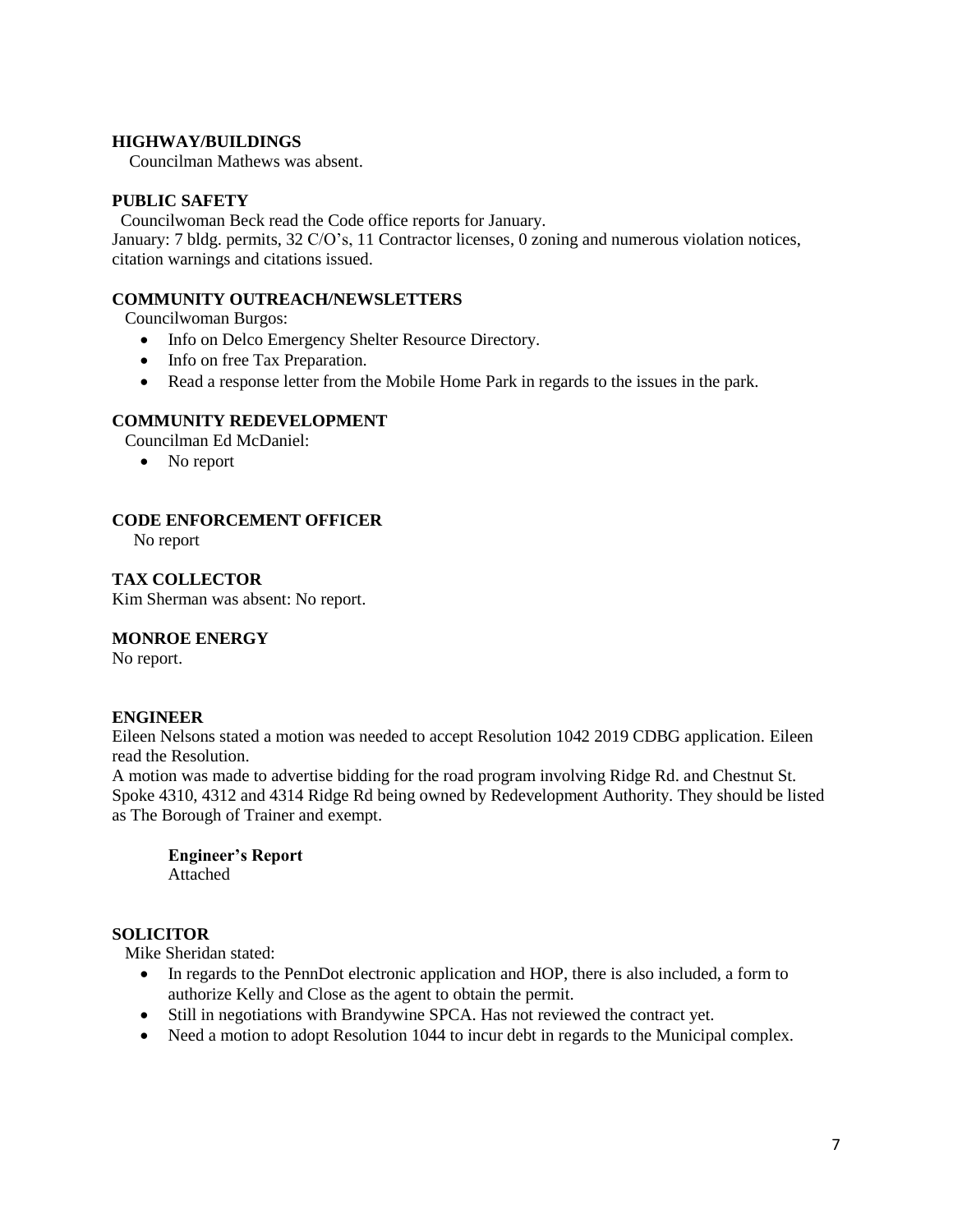**HIGHWAY/BUILDINGS**

Councilman Mathews was absent.

**PUBLIC SAFETY**

Councilwoman Beck read the Code office reports for January.

January: 7 bldg. permits, 32 C/O's, 11 Contractor licenses, 0 zoning and numerous violation notices, citation warnings and citations issued.

**COMMUNITY OUTREACH/NEWSLETTERS**

Councilwoman Burgos:

- Info on Delco Emergency Shelter Resource Directory.
- Info on free Tax Preparation.
- Read a response letter from the Mobile Home Park in regards to the issues in the park.

**COMMUNITY REDEVELOPMENT**

Councilman Ed McDaniel:

- No report

**CODE ENFORCEMENT OFFICER**

No report

**TAX COLLECTOR**

Kim Sherman was absent: No report.

**MONROE ENERGY**

No report.

**ENGINEER**

Eileen Nelsons stated a motion was needed to accept Resolution 1042 2019 CDBG application. Eileen read the Resolution.

A motion was made to advertise bidding for the road program involving Ridge Rd. and Chestnut St. Spoke 4310, 4312 and 4314 Ridge Rd being owned by Redevelopment Authority. They should be listed as The Borough of Trainer and exempt.

**Engineer's Report**
Attached

**SOLICITOR**

Mike Sheridan stated:

- In regards to the PennDot electronic application and HOP, there is also included, a form to authorize Kelly and Close as the agent to obtain the permit.
- Still in negotiations with Brandywine SPCA. Has not reviewed the contract yet.
- Need a motion to adopt Resolution 1044 to incur debt in regards to the Municipal complex.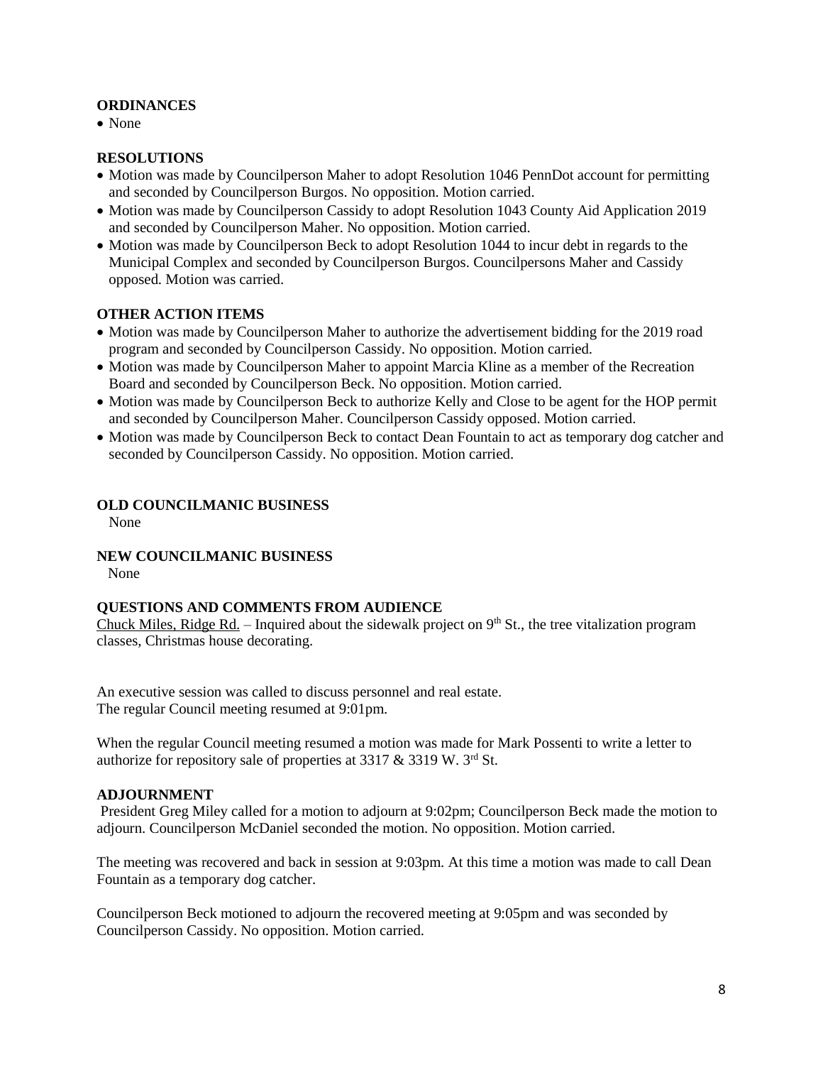**ORDINANCES**

- None

**RESOLUTIONS**

- Motion was made by Councilperson Maher to adopt Resolution 1046 PennDot account for permitting and seconded by Councilperson Burgos. No opposition. Motion carried.
- Motion was made by Councilperson Cassidy to adopt Resolution 1043 County Aid Application 2019 and seconded by Councilperson Maher. No opposition. Motion carried.
- Motion was made by Councilperson Beck to adopt Resolution 1044 to incur debt in regards to the Municipal Complex and seconded by Councilperson Burgos. Councilpersons Maher and Cassidy opposed. Motion was carried.

**OTHER ACTION ITEMS**

- Motion was made by Councilperson Maher to authorize the advertisement bidding for the 2019 road program and seconded by Councilperson Cassidy. No opposition. Motion carried.
- Motion was made by Councilperson Maher to appoint Marcia Kline as a member of the Recreation Board and seconded by Councilperson Beck. No opposition. Motion carried.
- Motion was made by Councilperson Beck to authorize Kelly and Close to be agent for the HOP permit and seconded by Councilperson Maher. Councilperson Cassidy opposed. Motion carried.
- Motion was made by Councilperson Beck to contact Dean Fountain to act as temporary dog catcher and seconded by Councilperson Cassidy. No opposition. Motion carried.

**OLD COUNCILMANIC BUSINESS**

None

**NEW COUNCILMANIC BUSINESS**

None

**QUESTIONS AND COMMENTS FROM AUDIENCE**

Chuck Miles, Ridge Rd. – Inquired about the sidewalk project on 9th St., the tree vitalization program classes, Christmas house decorating.

An executive session was called to discuss personnel and real estate.
The regular Council meeting resumed at 9:01pm.

When the regular Council meeting resumed a motion was made for Mark Possenti to write a letter to authorize for repository sale of properties at 3317 & 3319 W. 3rd St.

**ADJOURNMENT**

President Greg Miley called for a motion to adjourn at 9:02pm; Councilperson Beck made the motion to adjourn. Councilperson McDaniel seconded the motion. No opposition. Motion carried.

The meeting was recovered and back in session at 9:03pm. At this time a motion was made to call Dean Fountain as a temporary dog catcher.

Councilperson Beck motioned to adjourn the recovered meeting at 9:05pm and was seconded by Councilperson Cassidy. No opposition. Motion carried.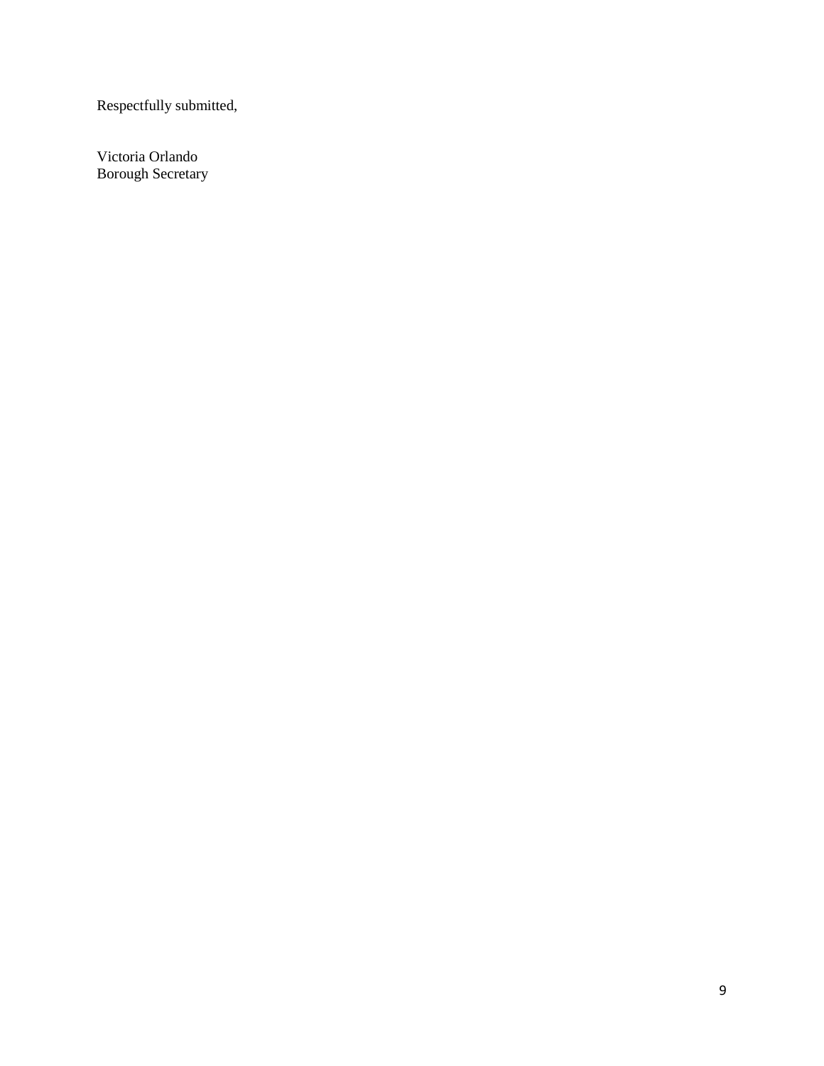Respectfully submitted,

Victoria Orlando
Borough Secretary